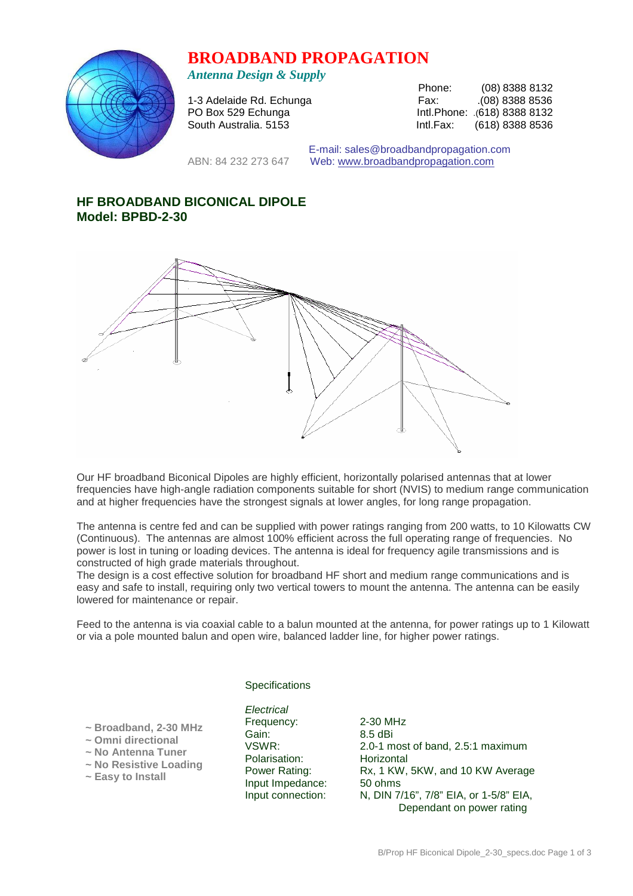# BROADBAND PROPAGATION

*Antenna Design & Supply*

1-3 Adelaide Rd. Echunga
PO Box 529 Echunga
South Australia. 5153

Phone: (08) 8388 8132
Fax: .(08) 8388 8536
Intl.Phone: .(618) 8388 8132
Intl.Fax: (618) 8388 8536

ABN: 84 232 273 647

E-mail: sales@broadbandpropagation.com
Web: www.broadbandpropagation.com

## HF BROADBAND BICONICAL DIPOLE
## Model: BPBD-2-30

Our HF broadband Biconical Dipoles are highly efficient, horizontally polarised antennas that at lower frequencies have high-angle radiation components suitable for short (NVIS) to medium range communication and at higher frequencies have the strongest signals at lower angles, for long range propagation.

The antenna is centre fed and can be supplied with power ratings ranging from 200 watts, to 10 Kilowatts CW (Continuous). The antennas are almost 100% efficient across the full operating range of frequencies. No power is lost in tuning or loading devices. The antenna is ideal for frequency agile transmissions and is constructed of high grade materials throughout.

The design is a cost effective solution for broadband HF short and medium range communications and is easy and safe to install, requiring only two vertical towers to mount the antenna. The antenna can be easily lowered for maintenance or repair.

Feed to the antenna is via coaxial cable to a balun mounted at the antenna, for power ratings up to 1 Kilowatt or via a pole mounted balun and open wire, balanced ladder line, for higher power ratings.

- **~ Broadband, 2-30 MHz**
- **~ Omni directional**
- **~ No Antenna Tuner**
- **~ No Resistive Loading**
- **~ Easy to Install**

### Specifications

*Electrical*

| | |
|---|---|
| Frequency: | 2-30 MHz |
| Gain: | 8.5 dBi |
| VSWR: | 2.0-1 most of band, 2.5:1 maximum |
| Polarisation: | Horizontal |
| Power Rating: | Rx, 1 KW, 5KW, and 10 KW Average |
| Input Impedance: | 50 ohms |
| Input connection: | N, DIN 7/16", 7/8" EIA, or 1-5/8" EIA, Dependant on power rating |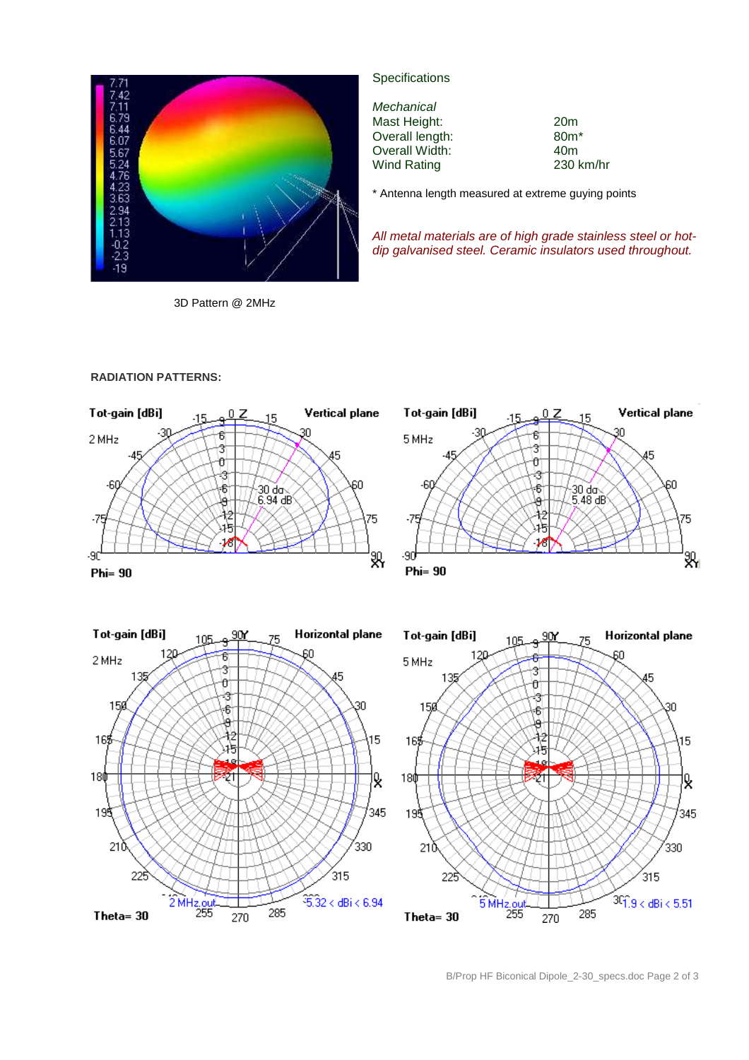3D Pattern @ 2MHz

Specifications

*Mechanical*

| | |
|---|---|
| Mast Height: | 20m |
| Overall length: | 80m* |
| Overall Width: | 40m |
| Wind Rating | 230 km/hr |

\* Antenna length measured at extreme guying points

*All metal materials are of high grade stainless steel or hot-dip galvanised steel. Ceramic insulators used throughout.*

**RADIATION PATTERNS:**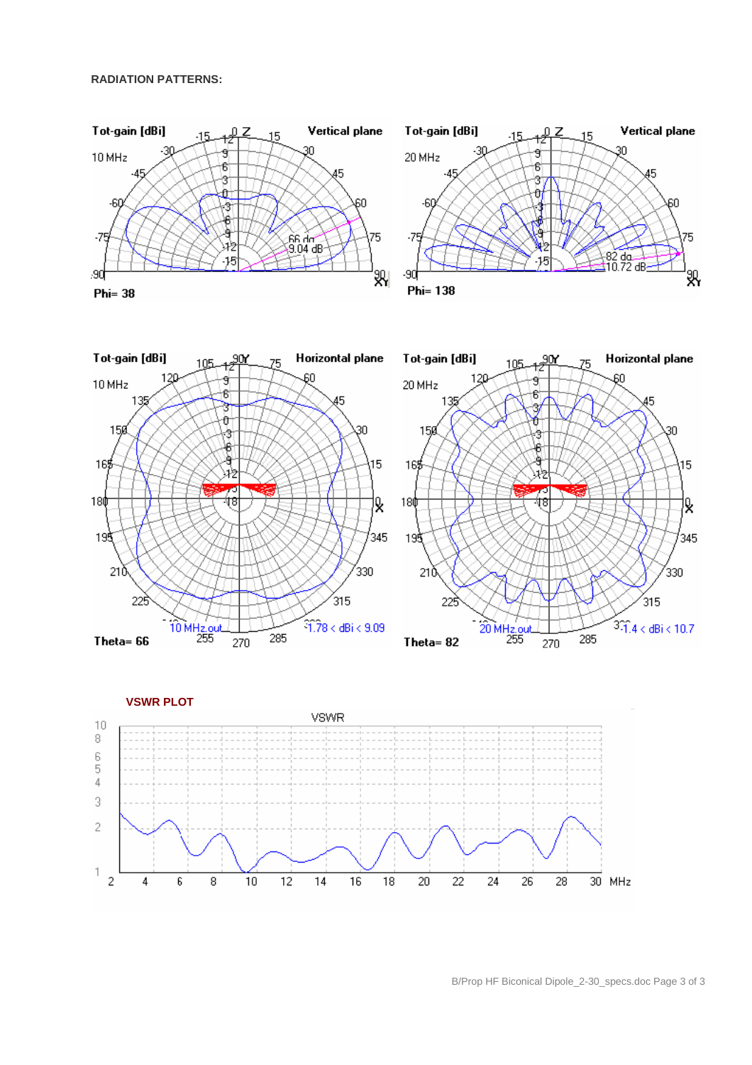**RADIATION PATTERNS:**

Tot-gain [dBi]
Vertical plane
10 MHz
66 deg
9.04 dB
Phi= 38

Tot-gain [dBi]
Vertical plane
20 MHz
82 deg
10.72 dB
Phi= 138

Tot-gain [dBi]
Horizontal plane
10 MHz
10 MHz.out
-1.78 < dBi < 9.09
Theta= 66

Tot-gain [dBi]
Horizontal plane
20 MHz
20 MHz.out
-1.4 < dBi < 10.7
Theta= 82

**VSWR PLOT**

VSWR

MHz